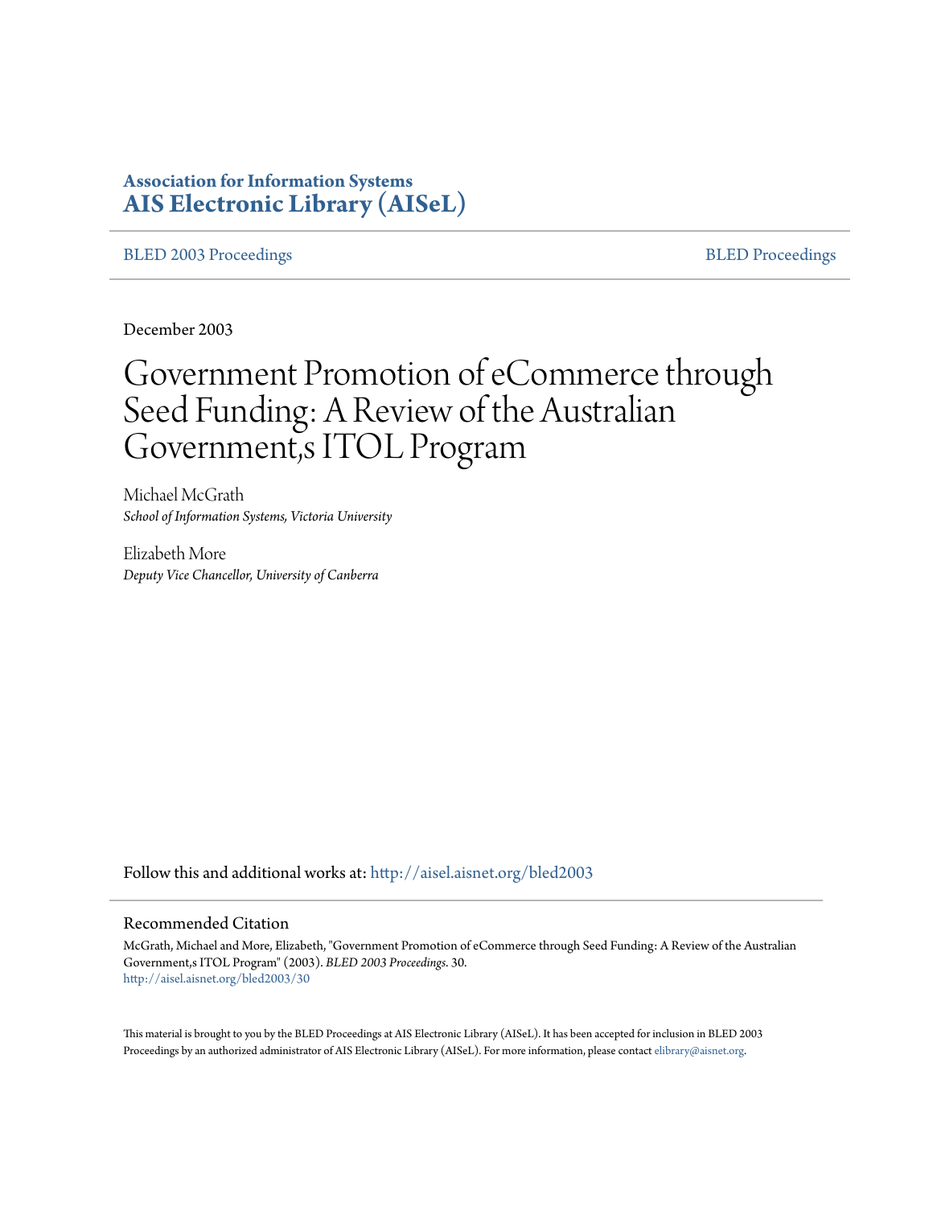**Association for Information Systems**
**AIS Electronic Library (AISeL)**

BLED 2003 Proceedings | BLED Proceedings

December 2003

# Government Promotion of eCommerce through Seed Funding: A Review of the Australian Government,s ITOL Program

Michael McGrath
*School of Information Systems, Victoria University*

Elizabeth More
*Deputy Vice Chancellor, University of Canberra*

Follow this and additional works at: http://aisel.aisnet.org/bled2003

Recommended Citation

McGrath, Michael and More, Elizabeth, "Government Promotion of eCommerce through Seed Funding: A Review of the Australian Government,s ITOL Program" (2003). *BLED 2003 Proceedings*. 30.
http://aisel.aisnet.org/bled2003/30

This material is brought to you by the BLED Proceedings at AIS Electronic Library (AISeL). It has been accepted for inclusion in BLED 2003 Proceedings by an authorized administrator of AIS Electronic Library (AISeL). For more information, please contact elibrary@aisnet.org.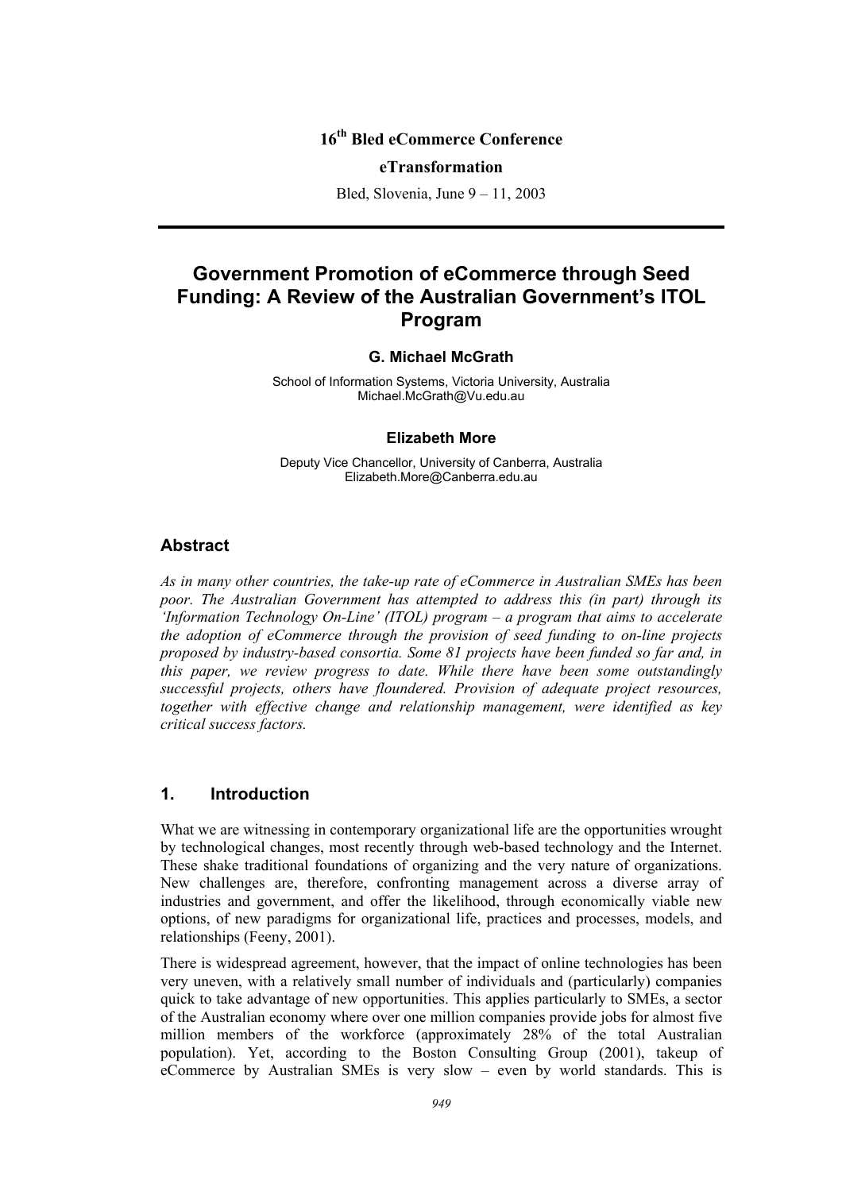16th Bled eCommerce Conference

eTransformation

Bled, Slovenia, June 9 – 11, 2003

# Government Promotion of eCommerce through Seed Funding: A Review of the Australian Government's ITOL Program

**G. Michael McGrath**

School of Information Systems, Victoria University, Australia
Michael.McGrath@Vu.edu.au

**Elizabeth More**

Deputy Vice Chancellor, University of Canberra, Australia
Elizabeth.More@Canberra.edu.au

## Abstract

*As in many other countries, the take-up rate of eCommerce in Australian SMEs has been poor. The Australian Government has attempted to address this (in part) through its 'Information Technology On-Line' (ITOL) program – a program that aims to accelerate the adoption of eCommerce through the provision of seed funding to on-line projects proposed by industry-based consortia. Some 81 projects have been funded so far and, in this paper, we review progress to date. While there have been some outstandingly successful projects, others have floundered. Provision of adequate project resources, together with effective change and relationship management, were identified as key critical success factors.*

## 1. Introduction

What we are witnessing in contemporary organizational life are the opportunities wrought by technological changes, most recently through web-based technology and the Internet. These shake traditional foundations of organizing and the very nature of organizations. New challenges are, therefore, confronting management across a diverse array of industries and government, and offer the likelihood, through economically viable new options, of new paradigms for organizational life, practices and processes, models, and relationships (Feeny, 2001).

There is widespread agreement, however, that the impact of online technologies has been very uneven, with a relatively small number of individuals and (particularly) companies quick to take advantage of new opportunities. This applies particularly to SMEs, a sector of the Australian economy where over one million companies provide jobs for almost five million members of the workforce (approximately 28% of the total Australian population). Yet, according to the Boston Consulting Group (2001), takeup of eCommerce by Australian SMEs is very slow – even by world standards. This is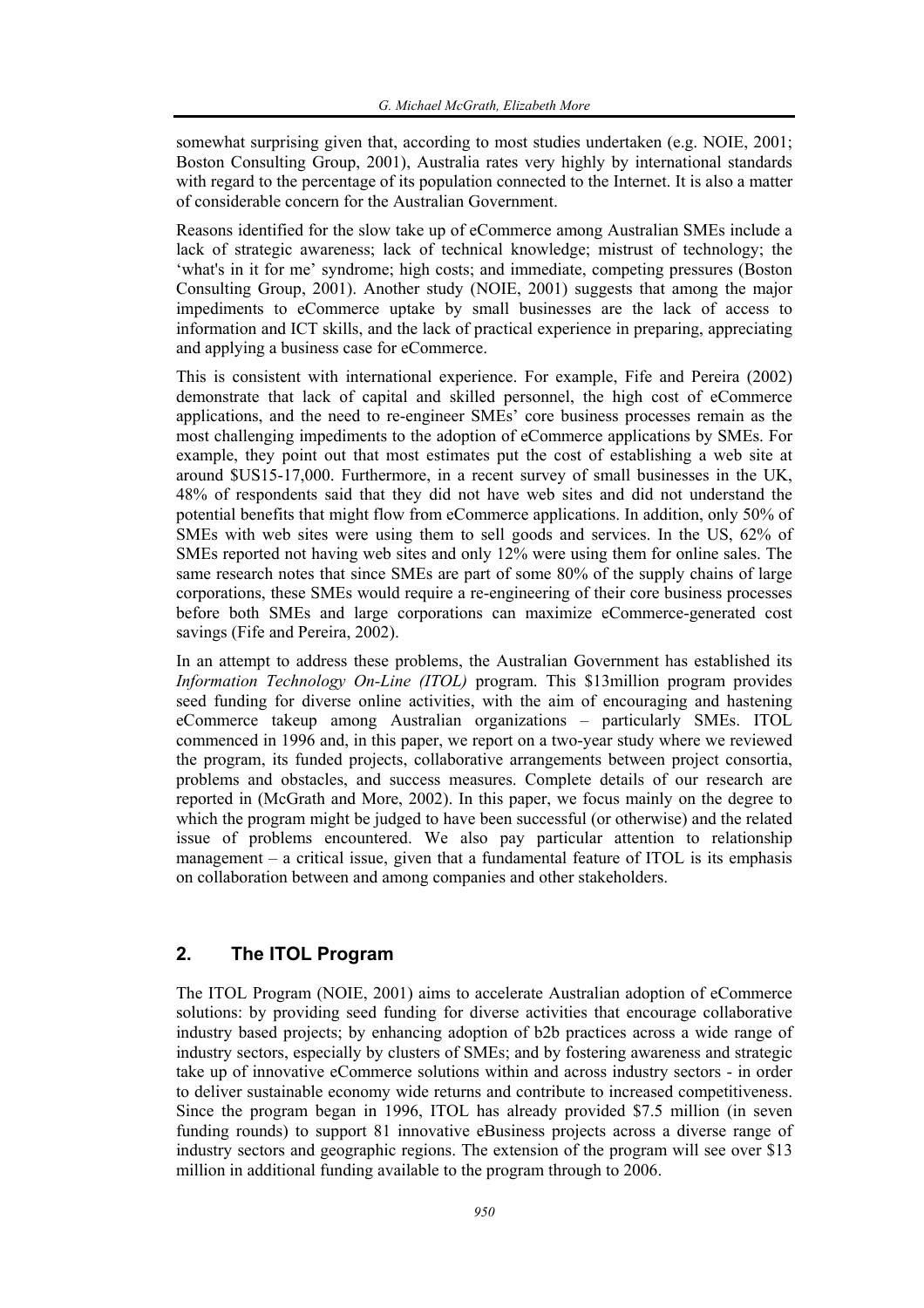somewhat surprising given that, according to most studies undertaken (e.g. NOIE, 2001; Boston Consulting Group, 2001), Australia rates very highly by international standards with regard to the percentage of its population connected to the Internet. It is also a matter of considerable concern for the Australian Government.

Reasons identified for the slow take up of eCommerce among Australian SMEs include a lack of strategic awareness; lack of technical knowledge; mistrust of technology; the 'what's in it for me' syndrome; high costs; and immediate, competing pressures (Boston Consulting Group, 2001). Another study (NOIE, 2001) suggests that among the major impediments to eCommerce uptake by small businesses are the lack of access to information and ICT skills, and the lack of practical experience in preparing, appreciating and applying a business case for eCommerce.

This is consistent with international experience. For example, Fife and Pereira (2002) demonstrate that lack of capital and skilled personnel, the high cost of eCommerce applications, and the need to re-engineer SMEs' core business processes remain as the most challenging impediments to the adoption of eCommerce applications by SMEs. For example, they point out that most estimates put the cost of establishing a web site at around $US15-17,000. Furthermore, in a recent survey of small businesses in the UK, 48% of respondents said that they did not have web sites and did not understand the potential benefits that might flow from eCommerce applications. In addition, only 50% of SMEs with web sites were using them to sell goods and services. In the US, 62% of SMEs reported not having web sites and only 12% were using them for online sales. The same research notes that since SMEs are part of some 80% of the supply chains of large corporations, these SMEs would require a re-engineering of their core business processes before both SMEs and large corporations can maximize eCommerce-generated cost savings (Fife and Pereira, 2002).

In an attempt to address these problems, the Australian Government has established its *Information Technology On-Line (ITOL)* program. This $13million program provides seed funding for diverse online activities, with the aim of encouraging and hastening eCommerce takeup among Australian organizations – particularly SMEs. ITOL commenced in 1996 and, in this paper, we report on a two-year study where we reviewed the program, its funded projects, collaborative arrangements between project consortia, problems and obstacles, and success measures. Complete details of our research are reported in (McGrath and More, 2002). In this paper, we focus mainly on the degree to which the program might be judged to have been successful (or otherwise) and the related issue of problems encountered. We also pay particular attention to relationship management – a critical issue, given that a fundamental feature of ITOL is its emphasis on collaboration between and among companies and other stakeholders.

## 2. The ITOL Program

The ITOL Program (NOIE, 2001) aims to accelerate Australian adoption of eCommerce solutions: by providing seed funding for diverse activities that encourage collaborative industry based projects; by enhancing adoption of b2b practices across a wide range of industry sectors, especially by clusters of SMEs; and by fostering awareness and strategic take up of innovative eCommerce solutions within and across industry sectors - in order to deliver sustainable economy wide returns and contribute to increased competitiveness. Since the program began in 1996, ITOL has already provided $7.5 million (in seven funding rounds) to support 81 innovative eBusiness projects across a diverse range of industry sectors and geographic regions. The extension of the program will see over $13 million in additional funding available to the program through to 2006.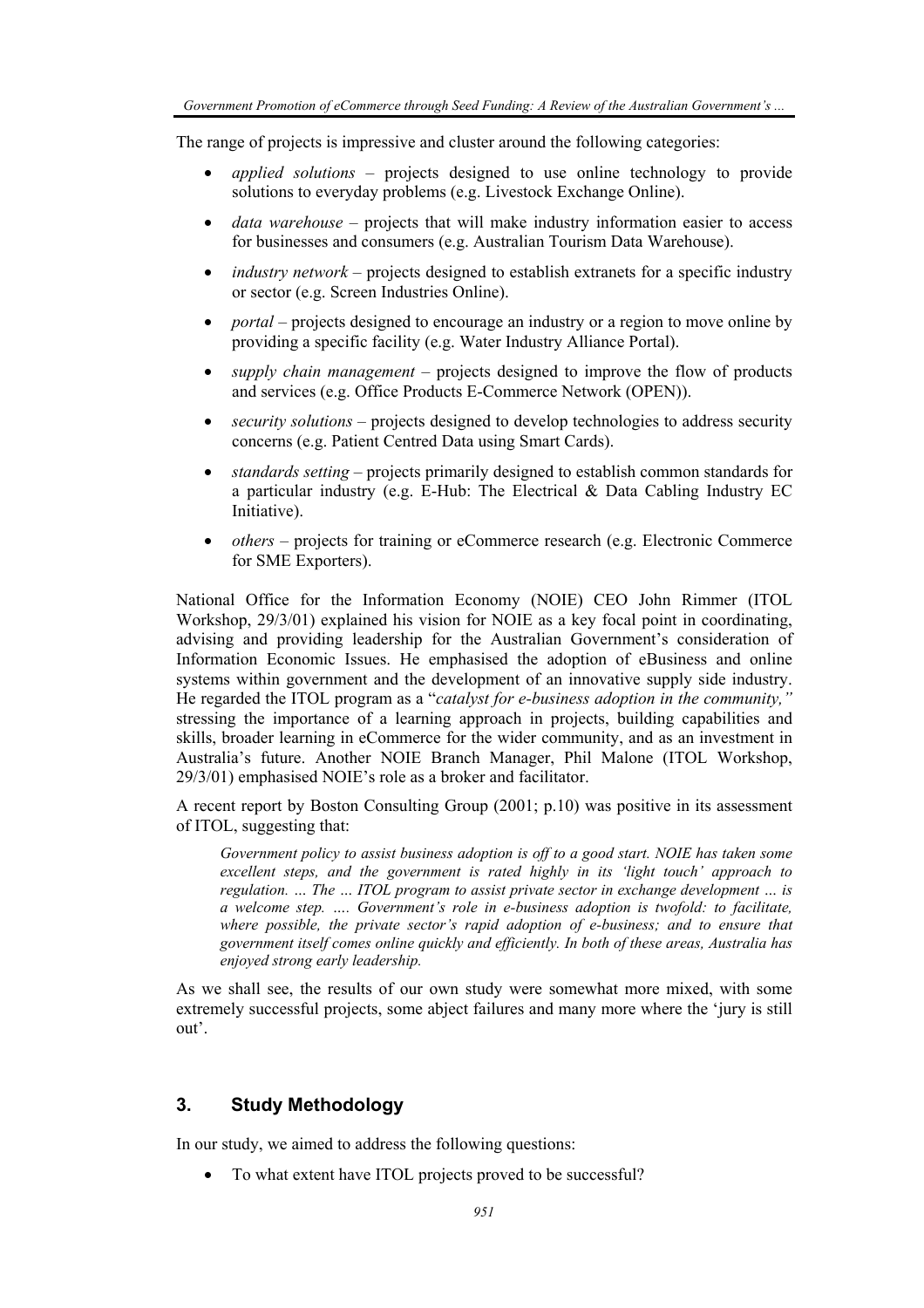The range of projects is impressive and cluster around the following categories:

- *applied solutions* – projects designed to use online technology to provide solutions to everyday problems (e.g. Livestock Exchange Online).
- *data warehouse* – projects that will make industry information easier to access for businesses and consumers (e.g. Australian Tourism Data Warehouse).
- *industry network* – projects designed to establish extranets for a specific industry or sector (e.g. Screen Industries Online).
- *portal* – projects designed to encourage an industry or a region to move online by providing a specific facility (e.g. Water Industry Alliance Portal).
- *supply chain management* – projects designed to improve the flow of products and services (e.g. Office Products E-Commerce Network (OPEN)).
- *security solutions* – projects designed to develop technologies to address security concerns (e.g. Patient Centred Data using Smart Cards).
- *standards setting* – projects primarily designed to establish common standards for a particular industry (e.g. E-Hub: The Electrical & Data Cabling Industry EC Initiative).
- *others* – projects for training or eCommerce research (e.g. Electronic Commerce for SME Exporters).

National Office for the Information Economy (NOIE) CEO John Rimmer (ITOL Workshop, 29/3/01) explained his vision for NOIE as a key focal point in coordinating, advising and providing leadership for the Australian Government's consideration of Information Economic Issues. He emphasised the adoption of eBusiness and online systems within government and the development of an innovative supply side industry. He regarded the ITOL program as a "*catalyst for e-business adoption in the community,*" stressing the importance of a learning approach in projects, building capabilities and skills, broader learning in eCommerce for the wider community, and as an investment in Australia's future. Another NOIE Branch Manager, Phil Malone (ITOL Workshop, 29/3/01) emphasised NOIE's role as a broker and facilitator.

A recent report by Boston Consulting Group (2001; p.10) was positive in its assessment of ITOL, suggesting that:

> *Government policy to assist business adoption is off to a good start. NOIE has taken some excellent steps, and the government is rated highly in its 'light touch' approach to regulation. … The … ITOL program to assist private sector in exchange development … is a welcome step. …. Government's role in e-business adoption is twofold: to facilitate, where possible, the private sector's rapid adoption of e-business; and to ensure that government itself comes online quickly and efficiently. In both of these areas, Australia has enjoyed strong early leadership.*

As we shall see, the results of our own study were somewhat more mixed, with some extremely successful projects, some abject failures and many more where the 'jury is still out'.

## 3. Study Methodology

In our study, we aimed to address the following questions:

- To what extent have ITOL projects proved to be successful?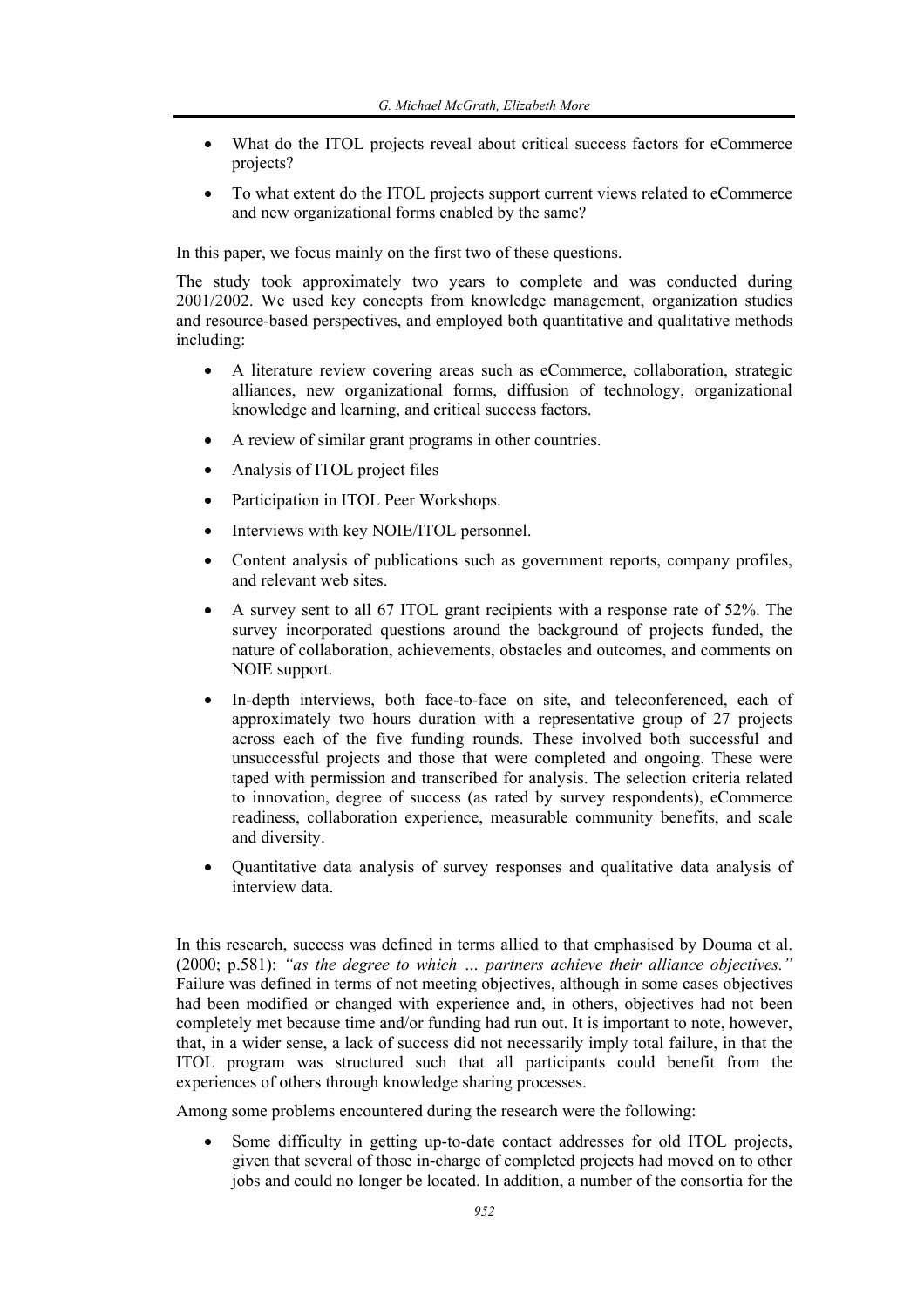- What do the ITOL projects reveal about critical success factors for eCommerce projects?
- To what extent do the ITOL projects support current views related to eCommerce and new organizational forms enabled by the same?

In this paper, we focus mainly on the first two of these questions.

The study took approximately two years to complete and was conducted during 2001/2002. We used key concepts from knowledge management, organization studies and resource-based perspectives, and employed both quantitative and qualitative methods including:

- A literature review covering areas such as eCommerce, collaboration, strategic alliances, new organizational forms, diffusion of technology, organizational knowledge and learning, and critical success factors.
- A review of similar grant programs in other countries.
- Analysis of ITOL project files
- Participation in ITOL Peer Workshops.
- Interviews with key NOIE/ITOL personnel.
- Content analysis of publications such as government reports, company profiles, and relevant web sites.
- A survey sent to all 67 ITOL grant recipients with a response rate of 52%. The survey incorporated questions around the background of projects funded, the nature of collaboration, achievements, obstacles and outcomes, and comments on NOIE support.
- In-depth interviews, both face-to-face on site, and teleconferenced, each of approximately two hours duration with a representative group of 27 projects across each of the five funding rounds. These involved both successful and unsuccessful projects and those that were completed and ongoing. These were taped with permission and transcribed for analysis. The selection criteria related to innovation, degree of success (as rated by survey respondents), eCommerce readiness, collaboration experience, measurable community benefits, and scale and diversity.
- Quantitative data analysis of survey responses and qualitative data analysis of interview data.

In this research, success was defined in terms allied to that emphasised by Douma et al. (2000; p.581): *"as the degree to which … partners achieve their alliance objectives."* Failure was defined in terms of not meeting objectives, although in some cases objectives had been modified or changed with experience and, in others, objectives had not been completely met because time and/or funding had run out. It is important to note, however, that, in a wider sense, a lack of success did not necessarily imply total failure, in that the ITOL program was structured such that all participants could benefit from the experiences of others through knowledge sharing processes.

Among some problems encountered during the research were the following:

- Some difficulty in getting up-to-date contact addresses for old ITOL projects, given that several of those in-charge of completed projects had moved on to other jobs and could no longer be located. In addition, a number of the consortia for the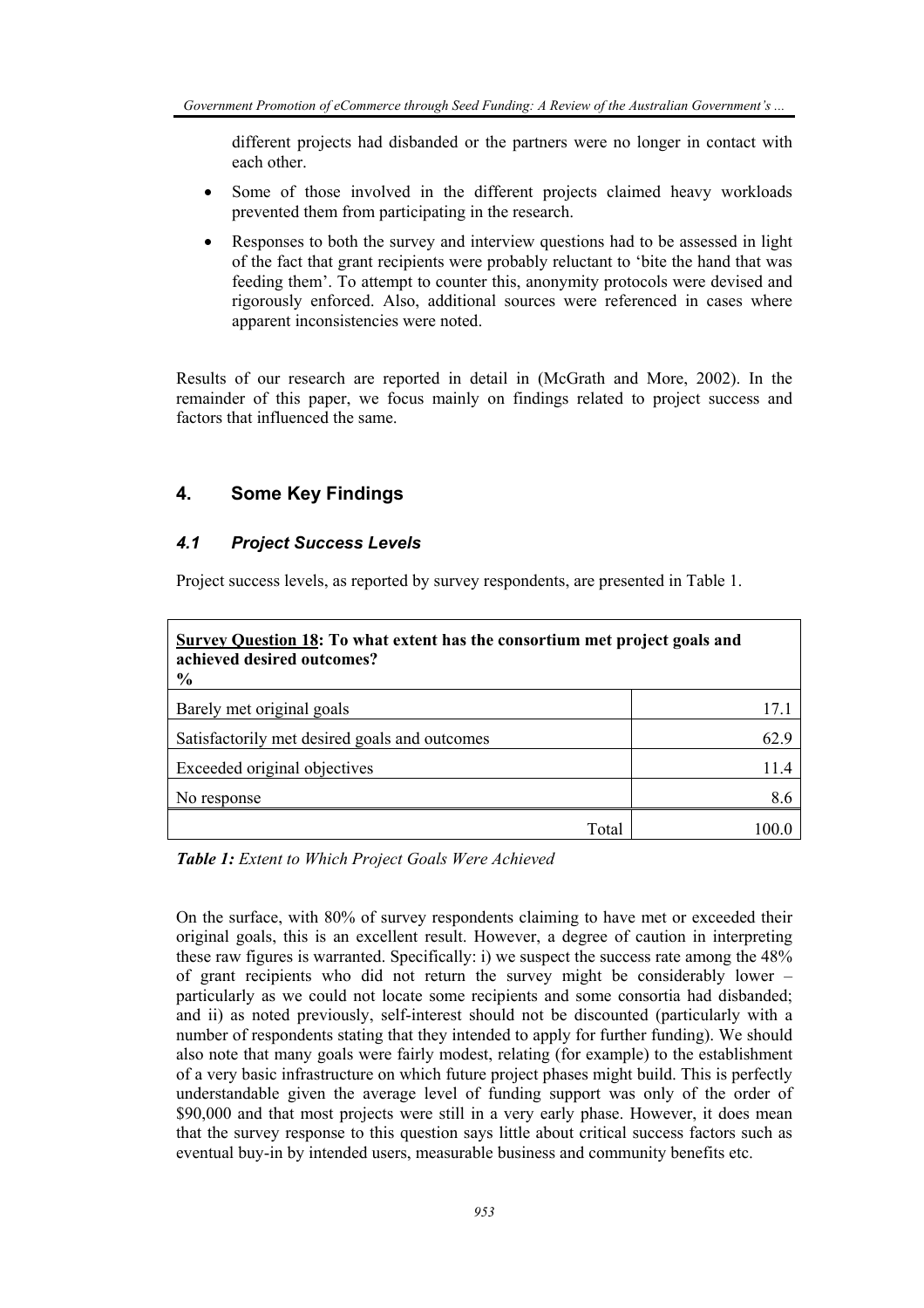different projects had disbanded or the partners were no longer in contact with each other.

- Some of those involved in the different projects claimed heavy workloads prevented them from participating in the research.
- Responses to both the survey and interview questions had to be assessed in light of the fact that grant recipients were probably reluctant to 'bite the hand that was feeding them'. To attempt to counter this, anonymity protocols were devised and rigorously enforced. Also, additional sources were referenced in cases where apparent inconsistencies were noted.

Results of our research are reported in detail in (McGrath and More, 2002). In the remainder of this paper, we focus mainly on findings related to project success and factors that influenced the same.

## 4. Some Key Findings

### *4.1 Project Success Levels*

Project success levels, as reported by survey respondents, are presented in Table 1.

| **Survey Question 18: To what extent has the consortium met project goals and achieved desired outcomes?** | **%** |
|---|---|
| Barely met original goals | 17.1 |
| Satisfactorily met desired goals and outcomes | 62.9 |
| Exceeded original objectives | 11.4 |
| No response | 8.6 |
| Total | 100.0 |

***Table 1:*** *Extent to Which Project Goals Were Achieved*

On the surface, with 80% of survey respondents claiming to have met or exceeded their original goals, this is an excellent result. However, a degree of caution in interpreting these raw figures is warranted. Specifically: i) we suspect the success rate among the 48% of grant recipients who did not return the survey might be considerably lower – particularly as we could not locate some recipients and some consortia had disbanded; and ii) as noted previously, self-interest should not be discounted (particularly with a number of respondents stating that they intended to apply for further funding). We should also note that many goals were fairly modest, relating (for example) to the establishment of a very basic infrastructure on which future project phases might build. This is perfectly understandable given the average level of funding support was only of the order of \$90,000 and that most projects were still in a very early phase. However, it does mean that the survey response to this question says little about critical success factors such as eventual buy-in by intended users, measurable business and community benefits etc.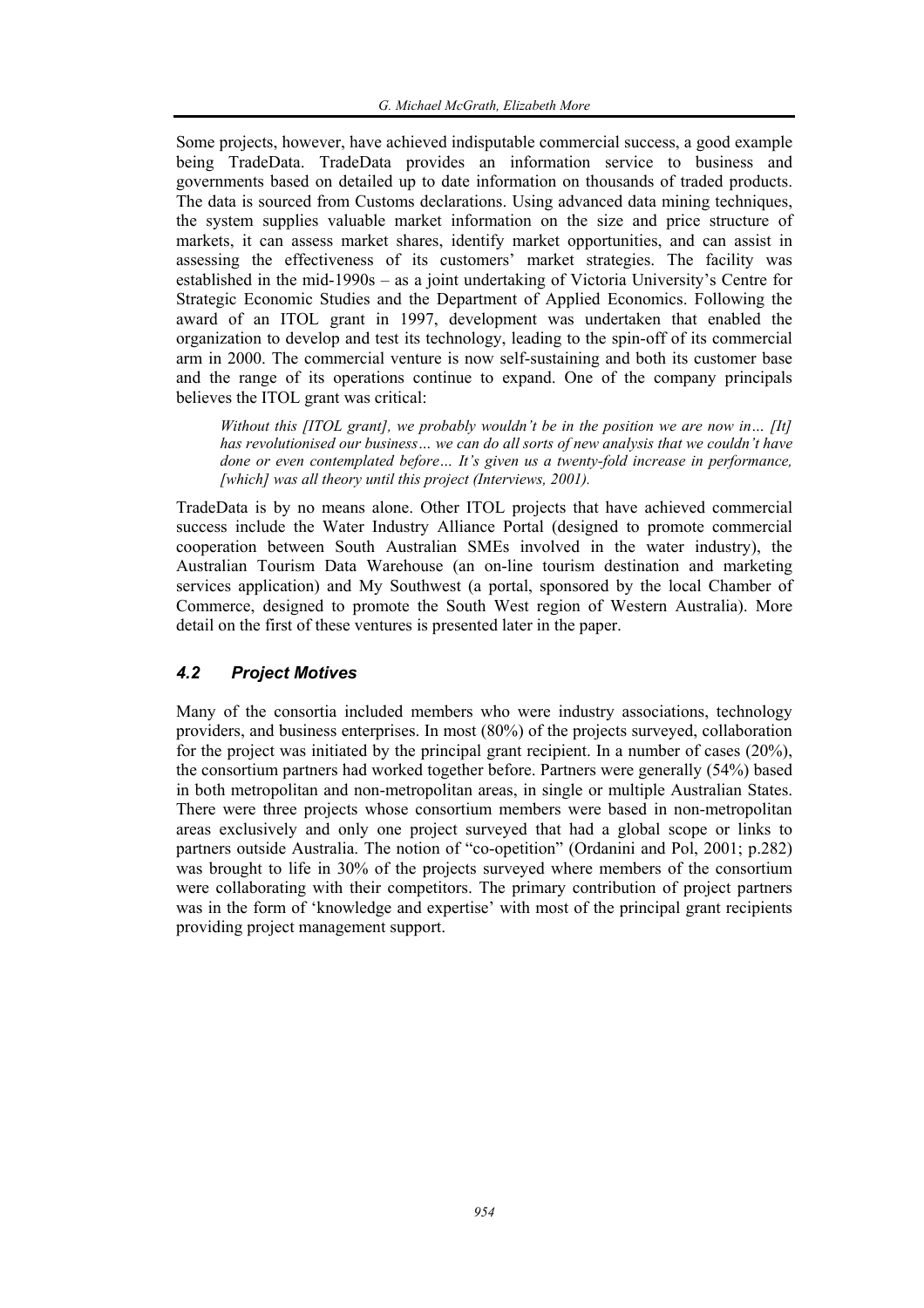Some projects, however, have achieved indisputable commercial success, a good example being TradeData. TradeData provides an information service to business and governments based on detailed up to date information on thousands of traded products. The data is sourced from Customs declarations. Using advanced data mining techniques, the system supplies valuable market information on the size and price structure of markets, it can assess market shares, identify market opportunities, and can assist in assessing the effectiveness of its customers' market strategies. The facility was established in the mid-1990s – as a joint undertaking of Victoria University's Centre for Strategic Economic Studies and the Department of Applied Economics. Following the award of an ITOL grant in 1997, development was undertaken that enabled the organization to develop and test its technology, leading to the spin-off of its commercial arm in 2000. The commercial venture is now self-sustaining and both its customer base and the range of its operations continue to expand. One of the company principals believes the ITOL grant was critical:

> *Without this [ITOL grant], we probably wouldn't be in the position we are now in… [It] has revolutionised our business… we can do all sorts of new analysis that we couldn't have done or even contemplated before… It's given us a twenty-fold increase in performance, [which] was all theory until this project (Interviews, 2001).*

TradeData is by no means alone. Other ITOL projects that have achieved commercial success include the Water Industry Alliance Portal (designed to promote commercial cooperation between South Australian SMEs involved in the water industry), the Australian Tourism Data Warehouse (an on-line tourism destination and marketing services application) and My Southwest (a portal, sponsored by the local Chamber of Commerce, designed to promote the South West region of Western Australia). More detail on the first of these ventures is presented later in the paper.

### *4.2 Project Motives*

Many of the consortia included members who were industry associations, technology providers, and business enterprises. In most (80%) of the projects surveyed, collaboration for the project was initiated by the principal grant recipient. In a number of cases (20%), the consortium partners had worked together before. Partners were generally (54%) based in both metropolitan and non-metropolitan areas, in single or multiple Australian States. There were three projects whose consortium members were based in non-metropolitan areas exclusively and only one project surveyed that had a global scope or links to partners outside Australia. The notion of "co-opetition" (Ordanini and Pol, 2001; p.282) was brought to life in 30% of the projects surveyed where members of the consortium were collaborating with their competitors. The primary contribution of project partners was in the form of 'knowledge and expertise' with most of the principal grant recipients providing project management support.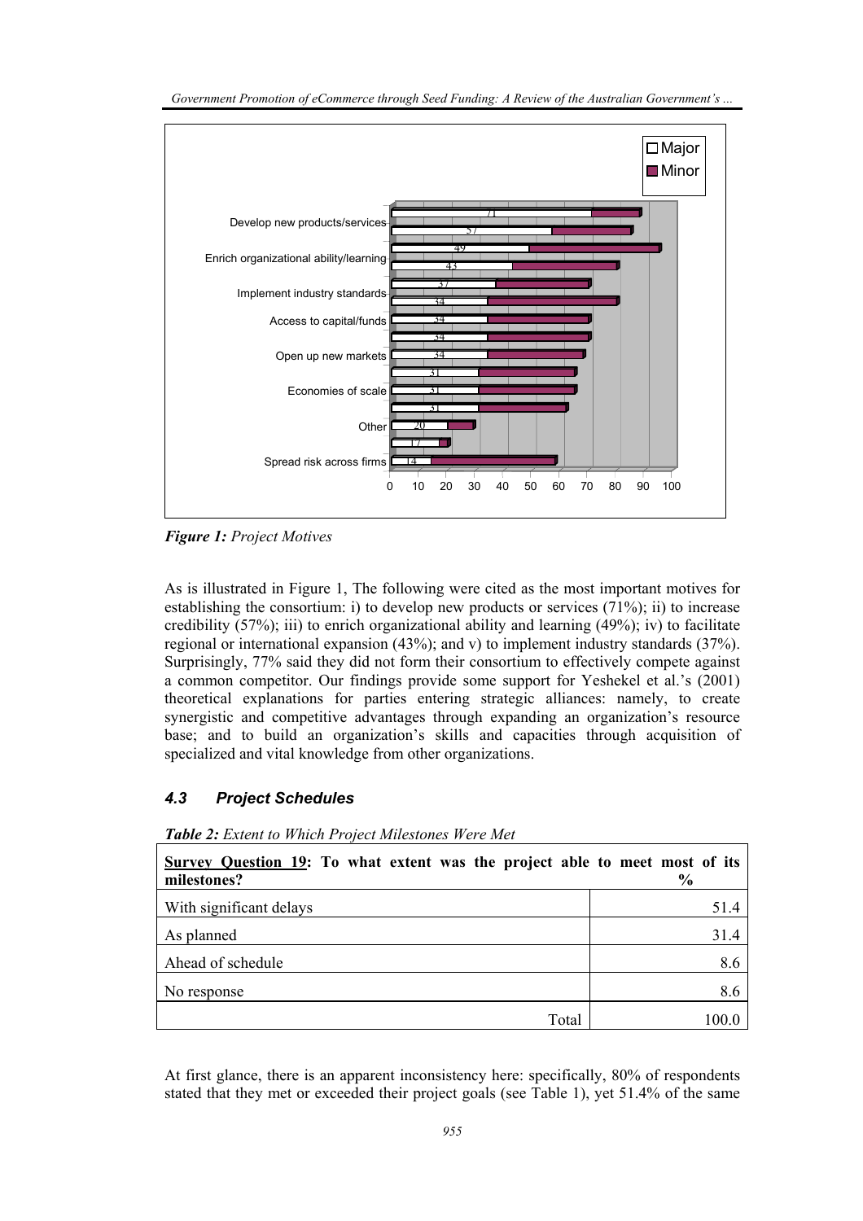Major

Minor

Develop new products/services

Enrich organizational ability/learning

Implement industry standards

Access to capital/funds

Open up new markets

Economies of scale

Other

Spread risk across firms

71

57

49

43

37

34

34

34

34

31

31

31

20

17

14

0 10 20 30 40 50 60 70 80 90 100

***Figure 1:*** *Project Motives*

As is illustrated in Figure 1, The following were cited as the most important motives for establishing the consortium: i) to develop new products or services (71%); ii) to increase credibility (57%); iii) to enrich organizational ability and learning (49%); iv) to facilitate regional or international expansion (43%); and v) to implement industry standards (37%). Surprisingly, 77% said they did not form their consortium to effectively compete against a common competitor. Our findings provide some support for Yeshekel et al.'s (2001) theoretical explanations for parties entering strategic alliances: namely, to create synergistic and competitive advantages through expanding an organization's resource base; and to build an organization's skills and capacities through acquisition of specialized and vital knowledge from other organizations.

### *4.3 Project Schedules*

***Table 2:*** *Extent to Which Project Milestones Were Met*

| **Survey Question 19: To what extent was the project able to meet most of its milestones?** | **%** |
|---|---|
| With significant delays | 51.4 |
| As planned | 31.4 |
| Ahead of schedule | 8.6 |
| No response | 8.6 |
| Total | 100.0 |

At first glance, there is an apparent inconsistency here: specifically, 80% of respondents stated that they met or exceeded their project goals (see Table 1), yet 51.4% of the same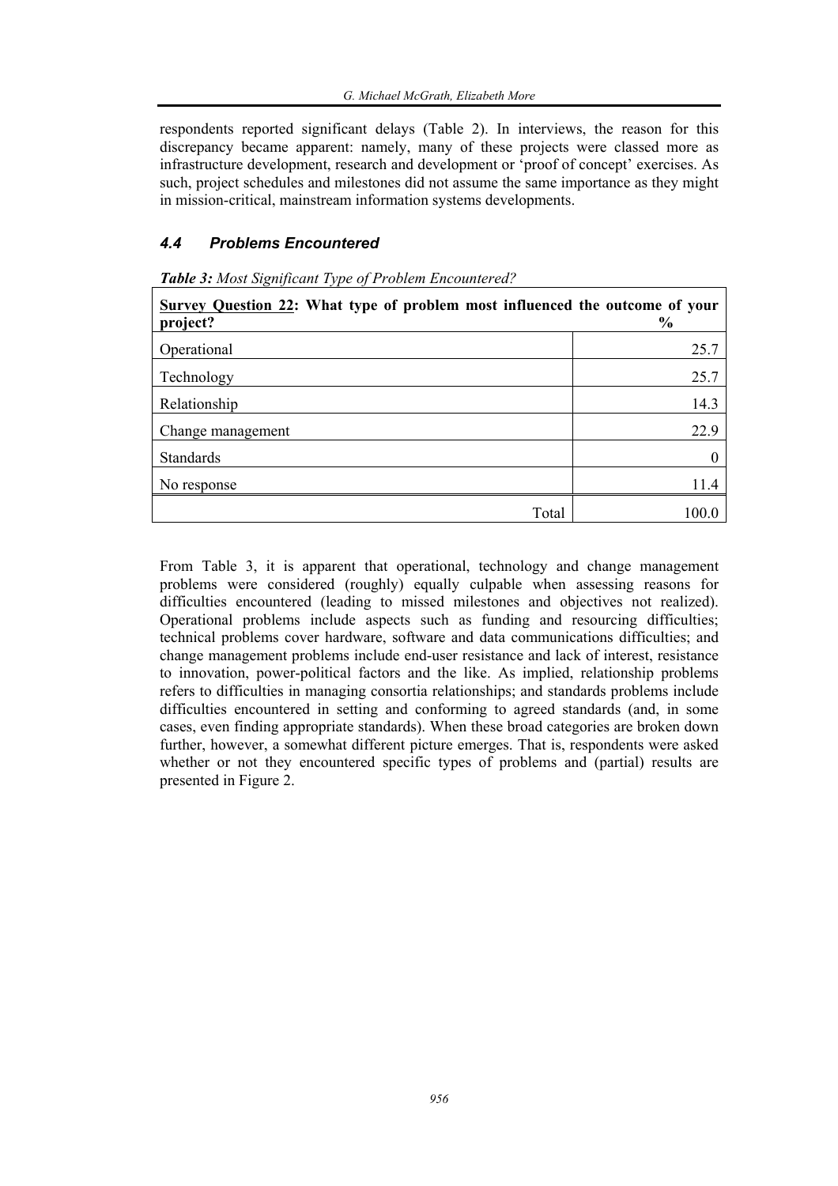respondents reported significant delays (Table 2). In interviews, the reason for this discrepancy became apparent: namely, many of these projects were classed more as infrastructure development, research and development or 'proof of concept' exercises. As such, project schedules and milestones did not assume the same importance as they might in mission-critical, mainstream information systems developments.

### *4.4 Problems Encountered*

***Table 3:*** *Most Significant Type of Problem Encountered?*

| **Survey Question 22: What type of problem most influenced the outcome of your project?** | **%** |
|---|---|
| Operational | 25.7 |
| Technology | 25.7 |
| Relationship | 14.3 |
| Change management | 22.9 |
| Standards | 0 |
| No response | 11.4 |
| Total | 100.0 |

From Table 3, it is apparent that operational, technology and change management problems were considered (roughly) equally culpable when assessing reasons for difficulties encountered (leading to missed milestones and objectives not realized). Operational problems include aspects such as funding and resourcing difficulties; technical problems cover hardware, software and data communications difficulties; and change management problems include end-user resistance and lack of interest, resistance to innovation, power-political factors and the like. As implied, relationship problems refers to difficulties in managing consortia relationships; and standards problems include difficulties encountered in setting and conforming to agreed standards (and, in some cases, even finding appropriate standards). When these broad categories are broken down further, however, a somewhat different picture emerges. That is, respondents were asked whether or not they encountered specific types of problems and (partial) results are presented in Figure 2.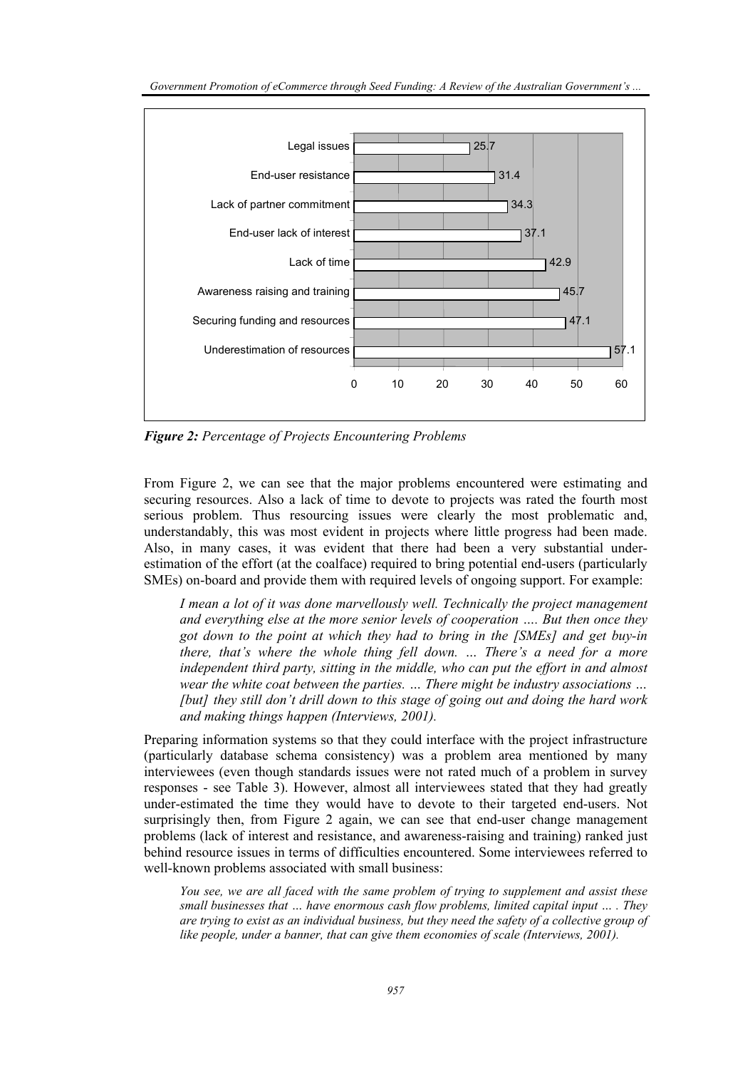Legal issues 25.7

End-user resistance 31.4

Lack of partner commitment 34.3

End-user lack of interest 37.1

Lack of time 42.9

Awareness raising and training 45.7

Securing funding and resources 47.1

Underestimation of resources 57.1

0 10 20 30 40 50 60

***Figure 2:*** *Percentage of Projects Encountering Problems*

From Figure 2, we can see that the major problems encountered were estimating and securing resources. Also a lack of time to devote to projects was rated the fourth most serious problem. Thus resourcing issues were clearly the most problematic and, understandably, this was most evident in projects where little progress had been made. Also, in many cases, it was evident that there had been a very substantial under-estimation of the effort (at the coalface) required to bring potential end-users (particularly SMEs) on-board and provide them with required levels of ongoing support. For example:

> *I mean a lot of it was done marvellously well. Technically the project management and everything else at the more senior levels of cooperation …. But then once they got down to the point at which they had to bring in the [SMEs] and get buy-in there, that's where the whole thing fell down. … There's a need for a more independent third party, sitting in the middle, who can put the effort in and almost wear the white coat between the parties. … There might be industry associations … [but] they still don't drill down to this stage of going out and doing the hard work and making things happen (Interviews, 2001).*

Preparing information systems so that they could interface with the project infrastructure (particularly database schema consistency) was a problem area mentioned by many interviewees (even though standards issues were not rated much of a problem in survey responses - see Table 3). However, almost all interviewees stated that they had greatly under-estimated the time they would have to devote to their targeted end-users. Not surprisingly then, from Figure 2 again, we can see that end-user change management problems (lack of interest and resistance, and awareness-raising and training) ranked just behind resource issues in terms of difficulties encountered. Some interviewees referred to well-known problems associated with small business:

> *You see, we are all faced with the same problem of trying to supplement and assist these small businesses that … have enormous cash flow problems, limited capital input … . They are trying to exist as an individual business, but they need the safety of a collective group of like people, under a banner, that can give them economies of scale (Interviews, 2001).*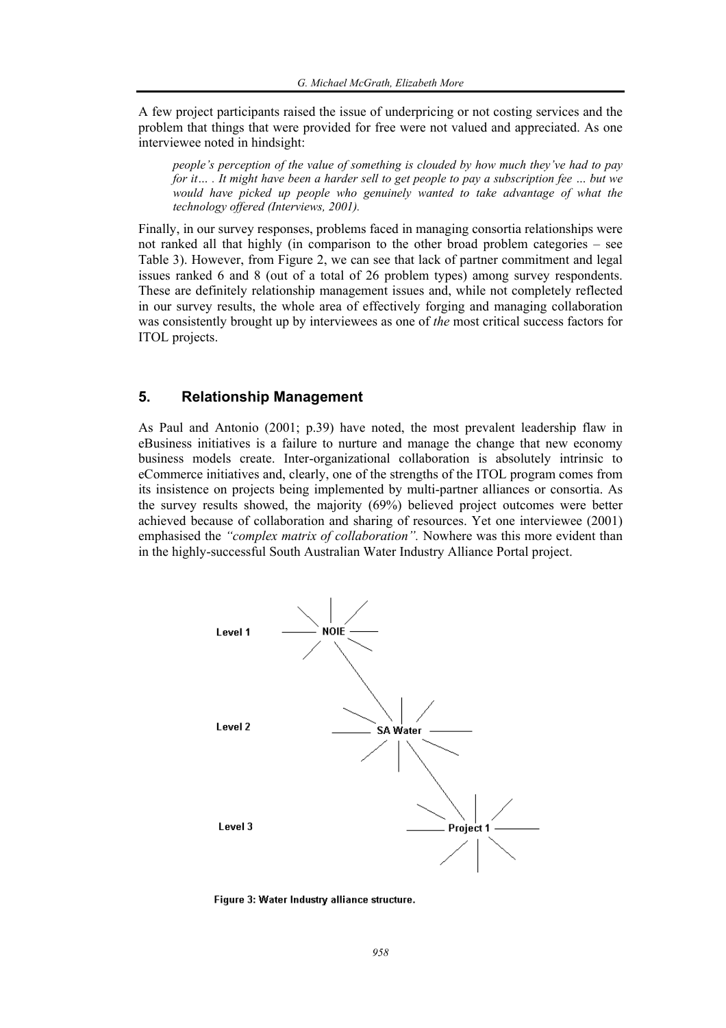A few project participants raised the issue of underpricing or not costing services and the problem that things that were provided for free were not valued and appreciated. As one interviewee noted in hindsight:

> *people's perception of the value of something is clouded by how much they've had to pay for it… . It might have been a harder sell to get people to pay a subscription fee … but we would have picked up people who genuinely wanted to take advantage of what the technology offered (Interviews, 2001).*

Finally, in our survey responses, problems faced in managing consortia relationships were not ranked all that highly (in comparison to the other broad problem categories – see Table 3). However, from Figure 2, we can see that lack of partner commitment and legal issues ranked 6 and 8 (out of a total of 26 problem types) among survey respondents. These are definitely relationship management issues and, while not completely reflected in our survey results, the whole area of effectively forging and managing collaboration was consistently brought up by interviewees as one of *the* most critical success factors for ITOL projects.

## 5. Relationship Management

As Paul and Antonio (2001; p.39) have noted, the most prevalent leadership flaw in eBusiness initiatives is a failure to nurture and manage the change that new economy business models create. Inter-organizational collaboration is absolutely intrinsic to eCommerce initiatives and, clearly, one of the strengths of the ITOL program comes from its insistence on projects being implemented by multi-partner alliances or consortia. As the survey results showed, the majority (69%) believed project outcomes were better achieved because of collaboration and sharing of resources. Yet one interviewee (2001) emphasised the *"complex matrix of collaboration".* Nowhere was this more evident than in the highly-successful South Australian Water Industry Alliance Portal project.

Level 1
NOIE
Level 2
SA Water
Level 3
Project 1

Figure 3: Water Industry alliance structure.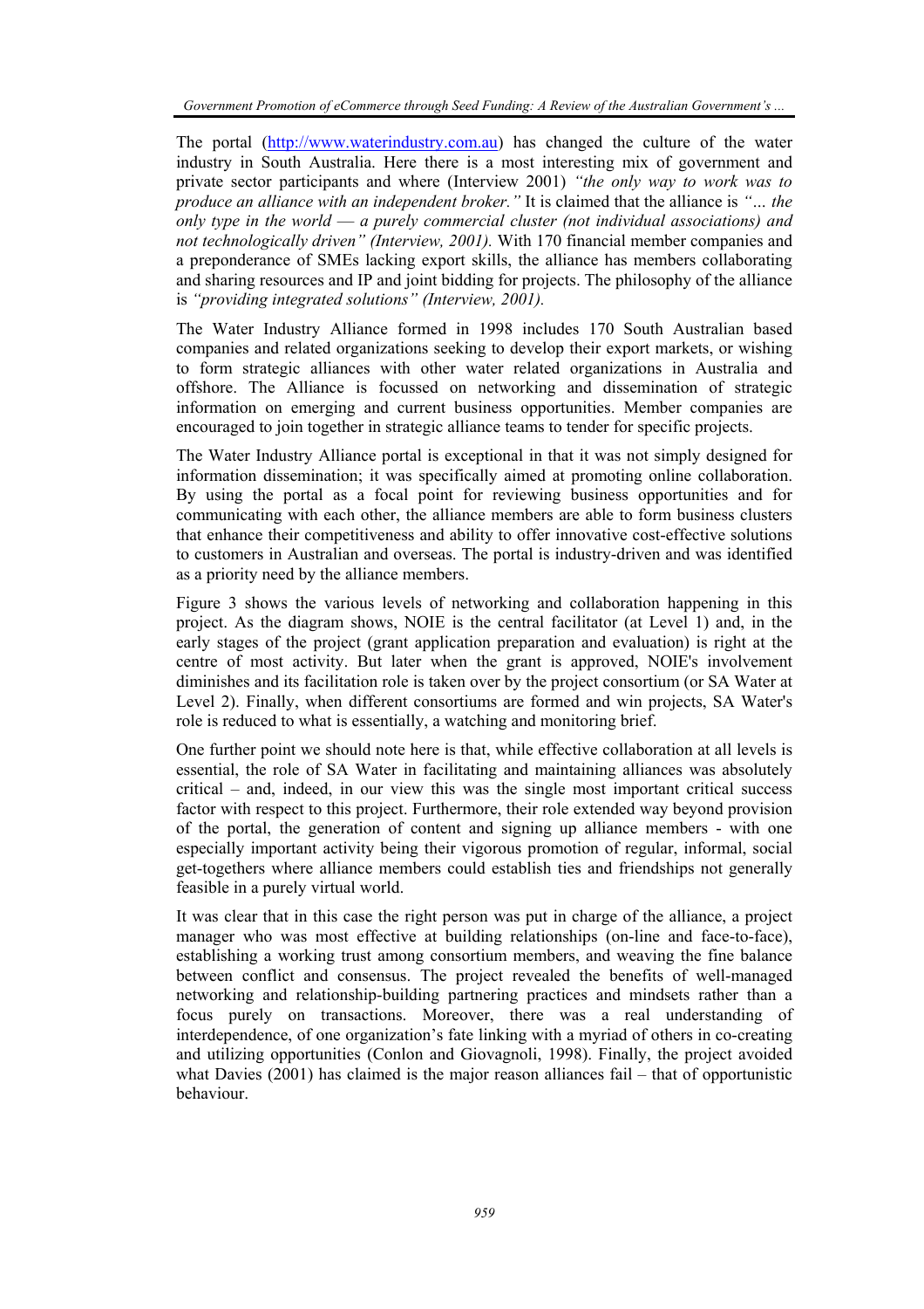The portal (http://www.waterindustry.com.au) has changed the culture of the water industry in South Australia. Here there is a most interesting mix of government and private sector participants and where (Interview 2001) *"the only way to work was to produce an alliance with an independent broker."* It is claimed that the alliance is *"… the only type in the world — a purely commercial cluster (not individual associations) and not technologically driven" (Interview, 2001).* With 170 financial member companies and a preponderance of SMEs lacking export skills, the alliance has members collaborating and sharing resources and IP and joint bidding for projects. The philosophy of the alliance is *"providing integrated solutions" (Interview, 2001).*

The Water Industry Alliance formed in 1998 includes 170 South Australian based companies and related organizations seeking to develop their export markets, or wishing to form strategic alliances with other water related organizations in Australia and offshore. The Alliance is focussed on networking and dissemination of strategic information on emerging and current business opportunities. Member companies are encouraged to join together in strategic alliance teams to tender for specific projects.

The Water Industry Alliance portal is exceptional in that it was not simply designed for information dissemination; it was specifically aimed at promoting online collaboration. By using the portal as a focal point for reviewing business opportunities and for communicating with each other, the alliance members are able to form business clusters that enhance their competitiveness and ability to offer innovative cost-effective solutions to customers in Australian and overseas. The portal is industry-driven and was identified as a priority need by the alliance members.

Figure 3 shows the various levels of networking and collaboration happening in this project. As the diagram shows, NOIE is the central facilitator (at Level 1) and, in the early stages of the project (grant application preparation and evaluation) is right at the centre of most activity. But later when the grant is approved, NOIE's involvement diminishes and its facilitation role is taken over by the project consortium (or SA Water at Level 2). Finally, when different consortiums are formed and win projects, SA Water's role is reduced to what is essentially, a watching and monitoring brief.

One further point we should note here is that, while effective collaboration at all levels is essential, the role of SA Water in facilitating and maintaining alliances was absolutely critical – and, indeed, in our view this was the single most important critical success factor with respect to this project. Furthermore, their role extended way beyond provision of the portal, the generation of content and signing up alliance members - with one especially important activity being their vigorous promotion of regular, informal, social get-togethers where alliance members could establish ties and friendships not generally feasible in a purely virtual world.

It was clear that in this case the right person was put in charge of the alliance, a project manager who was most effective at building relationships (on-line and face-to-face), establishing a working trust among consortium members, and weaving the fine balance between conflict and consensus. The project revealed the benefits of well-managed networking and relationship-building partnering practices and mindsets rather than a focus purely on transactions. Moreover, there was a real understanding of interdependence, of one organization's fate linking with a myriad of others in co-creating and utilizing opportunities (Conlon and Giovagnoli, 1998). Finally, the project avoided what Davies (2001) has claimed is the major reason alliances fail – that of opportunistic behaviour.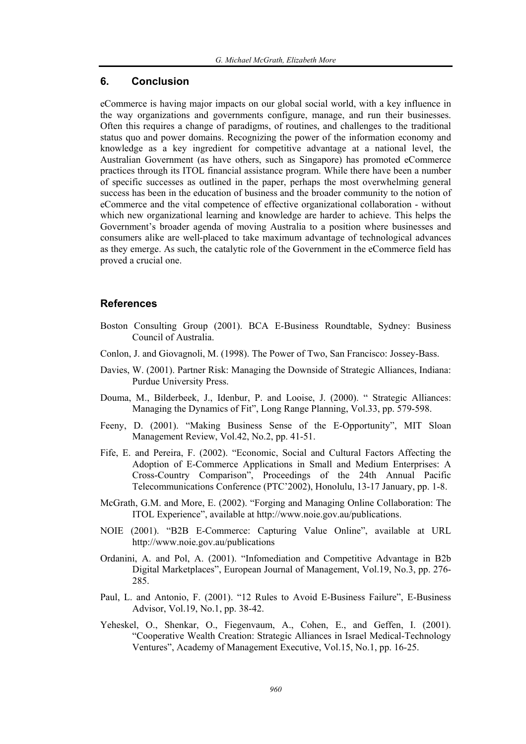## 6. Conclusion

eCommerce is having major impacts on our global social world, with a key influence in the way organizations and governments configure, manage, and run their businesses. Often this requires a change of paradigms, of routines, and challenges to the traditional status quo and power domains. Recognizing the power of the information economy and knowledge as a key ingredient for competitive advantage at a national level, the Australian Government (as have others, such as Singapore) has promoted eCommerce practices through its ITOL financial assistance program. While there have been a number of specific successes as outlined in the paper, perhaps the most overwhelming general success has been in the education of business and the broader community to the notion of eCommerce and the vital competence of effective organizational collaboration - without which new organizational learning and knowledge are harder to achieve. This helps the Government's broader agenda of moving Australia to a position where businesses and consumers alike are well-placed to take maximum advantage of technological advances as they emerge. As such, the catalytic role of the Government in the eCommerce field has proved a crucial one.

## References

Boston Consulting Group (2001). BCA E-Business Roundtable, Sydney: Business Council of Australia.

Conlon, J. and Giovagnoli, M. (1998). The Power of Two, San Francisco: Jossey-Bass.

Davies, W. (2001). Partner Risk: Managing the Downside of Strategic Alliances, Indiana: Purdue University Press.

Douma, M., Bilderbeek, J., Idenbur, P. and Looise, J. (2000). " Strategic Alliances: Managing the Dynamics of Fit", Long Range Planning, Vol.33, pp. 579-598.

Feeny, D. (2001). "Making Business Sense of the E-Opportunity", MIT Sloan Management Review, Vol.42, No.2, pp. 41-51.

Fife, E. and Pereira, F. (2002). "Economic, Social and Cultural Factors Affecting the Adoption of E-Commerce Applications in Small and Medium Enterprises: A Cross-Country Comparison", Proceedings of the 24th Annual Pacific Telecommunications Conference (PTC'2002), Honolulu, 13-17 January, pp. 1-8.

McGrath, G.M. and More, E. (2002). "Forging and Managing Online Collaboration: The ITOL Experience", available at http://www.noie.gov.au/publications.

NOIE (2001). "B2B E-Commerce: Capturing Value Online", available at URL http://www.noie.gov.au/publications

Ordanini, A. and Pol, A. (2001). "Infomediation and Competitive Advantage in B2b Digital Marketplaces", European Journal of Management, Vol.19, No.3, pp. 276-285.

Paul, L. and Antonio, F. (2001). "12 Rules to Avoid E-Business Failure", E-Business Advisor, Vol.19, No.1, pp. 38-42.

Yeheskel, O., Shenkar, O., Fiegenvaum, A., Cohen, E., and Geffen, I. (2001). "Cooperative Wealth Creation: Strategic Alliances in Israel Medical-Technology Ventures", Academy of Management Executive, Vol.15, No.1, pp. 16-25.